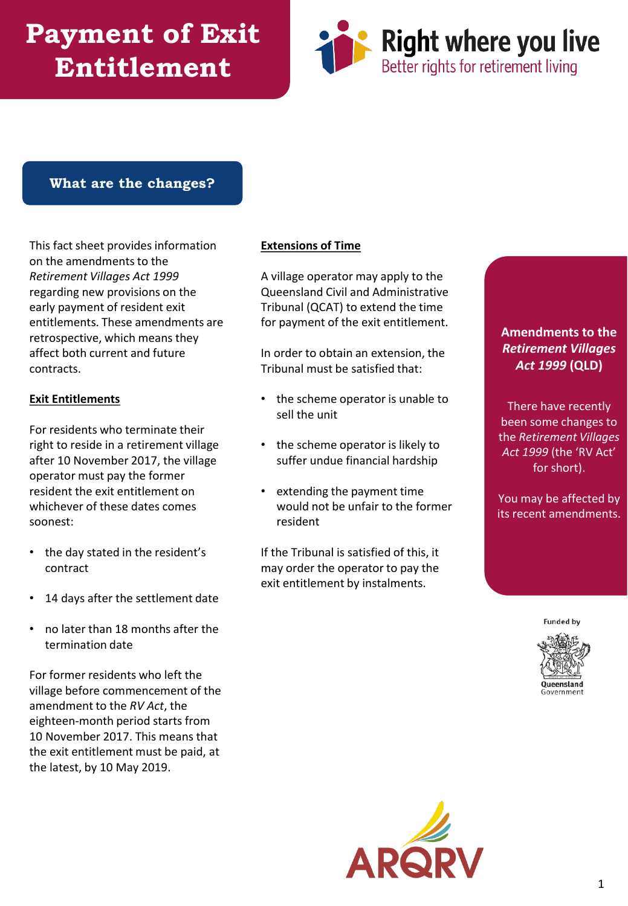# Payment of Exit Entitlement

Right where you live
Better rights for retirement living

## What are the changes?

This fact sheet provides information on the amendments to the *Retirement Villages Act 1999* regarding new provisions on the early payment of resident exit entitlements. These amendments are retrospective, which means they affect both current and future contracts.

### Exit Entitlements

For residents who terminate their right to reside in a retirement village after 10 November 2017, the village operator must pay the former resident the exit entitlement on whichever of these dates comes soonest:

- the day stated in the resident's contract
- 14 days after the settlement date
- no later than 18 months after the termination date

For former residents who left the village before commencement of the amendment to the *RV Act*, the eighteen-month period starts from 10 November 2017. This means that the exit entitlement must be paid, at the latest, by 10 May 2019.

### Extensions of Time

A village operator may apply to the Queensland Civil and Administrative Tribunal (QCAT) to extend the time for payment of the exit entitlement.

In order to obtain an extension, the Tribunal must be satisfied that:

- the scheme operator is unable to sell the unit
- the scheme operator is likely to suffer undue financial hardship
- extending the payment time would not be unfair to the former resident

If the Tribunal is satisfied of this, it may order the operator to pay the exit entitlement by instalments.

**Amendments to the *Retirement Villages Act 1999* (QLD)**

There have recently been some changes to the *Retirement Villages Act 1999* (the 'RV Act' for short).

You may be affected by its recent amendments.

Funded by Queensland Government

ARQRV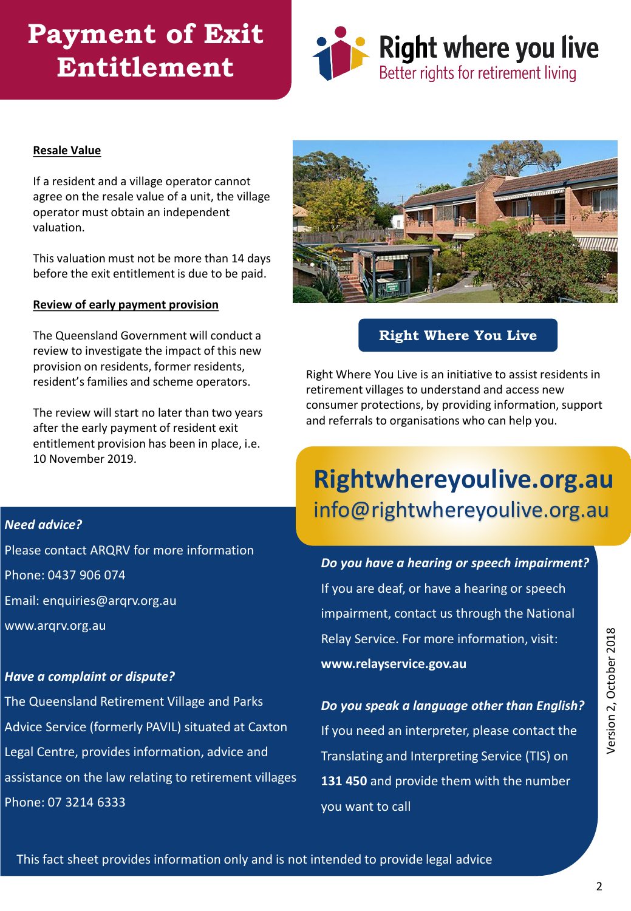# Payment of Exit Entitlement

**Right where you live**
Better rights for retirement living

**Resale Value**

If a resident and a village operator cannot agree on the resale value of a unit, the village operator must obtain an independent valuation.

This valuation must not be more than 14 days before the exit entitlement is due to be paid.

**Review of early payment provision**

The Queensland Government will conduct a review to investigate the impact of this new provision on residents, former residents, resident's families and scheme operators.

The review will start no later than two years after the early payment of resident exit entitlement provision has been in place, i.e. 10 November 2019.

## Right Where You Live

Right Where You Live is an initiative to assist residents in retirement villages to understand and access new consumer protections, by providing information, support and referrals to organisations who can help you.

**Rightwhereyoulive.org.au**
info@rightwhereyoulive.org.au

***Need advice?***

Please contact ARQRV for more information

Phone: 0437 906 074

Email: enquiries@arqrv.org.au

www.arqrv.org.au

***Have a complaint or dispute?***

The Queensland Retirement Village and Parks Advice Service (formerly PAVIL) situated at Caxton Legal Centre, provides information, advice and assistance on the law relating to retirement villages

Phone: 07 3214 6333

***Do you have a hearing or speech impairment?***

If you are deaf, or have a hearing or speech impairment, contact us through the National Relay Service. For more information, visit: **www.relayservice.gov.au**

***Do you speak a language other than English?***

If you need an interpreter, please contact the Translating and Interpreting Service (TIS) on **131 450** and provide them with the number you want to call

This fact sheet provides information only and is not intended to provide legal advice

Version 2, October 2018